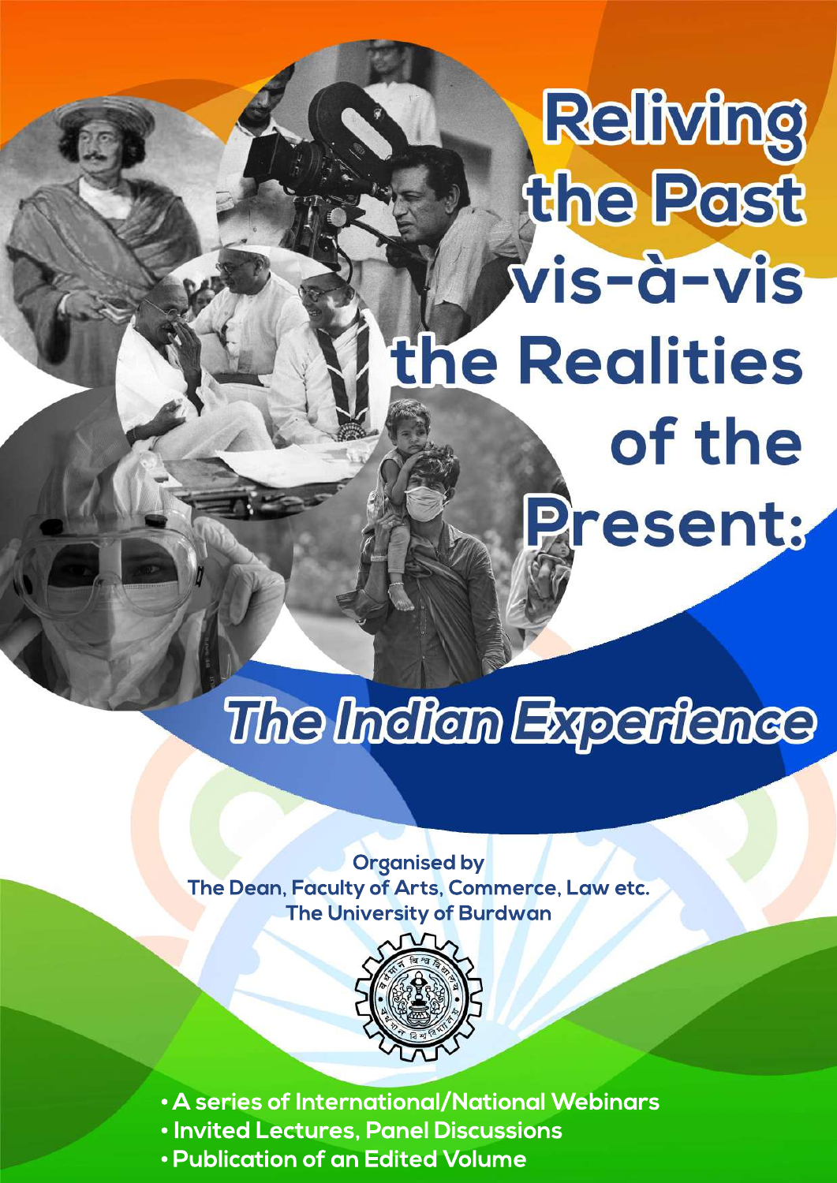# Reliving the Past vis-à-vis the Realities of the Present:

## The Indian Experience

**Organised by**
**The Dean, Faculty of Arts, Commerce, Law etc.**
**The University of Burdwan**

- **A series of International/National Webinars**
- **Invited Lectures, Panel Discussions**
- **Publication of an Edited Volume**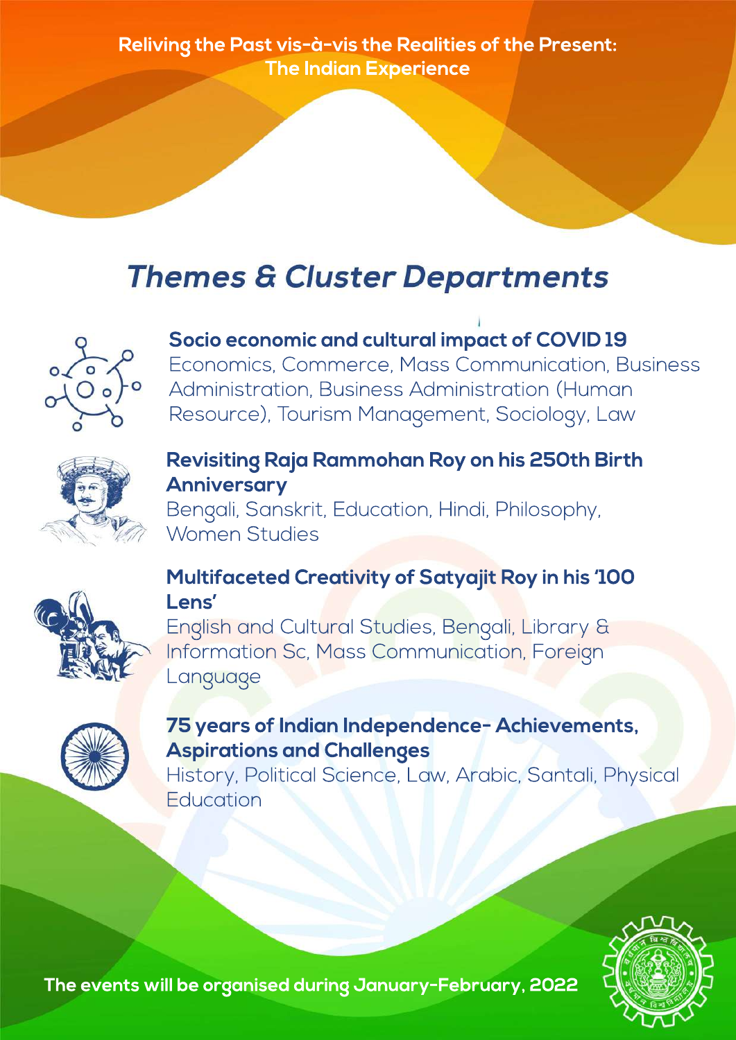Reliving the Past vis-à-vis the Realities of the Present:
The Indian Experience

# *Themes & Cluster Departments*

**Socio economic and cultural impact of COVID 19**
Economics, Commerce, Mass Communication, Business Administration, Business Administration (Human Resource), Tourism Management, Sociology, Law

**Revisiting Raja Rammohan Roy on his 250th Birth Anniversary**
Bengali, Sanskrit, Education, Hindi, Philosophy, Women Studies

**Multifaceted Creativity of Satyajit Roy in his '100 Lens'**
English and Cultural Studies, Bengali, Library & Information Sc, Mass Communication, Foreign Language

**75 years of Indian Independence- Achievements, Aspirations and Challenges**
History, Political Science, Law, Arabic, Santali, Physical Education

**The events will be organised during January-February, 2022**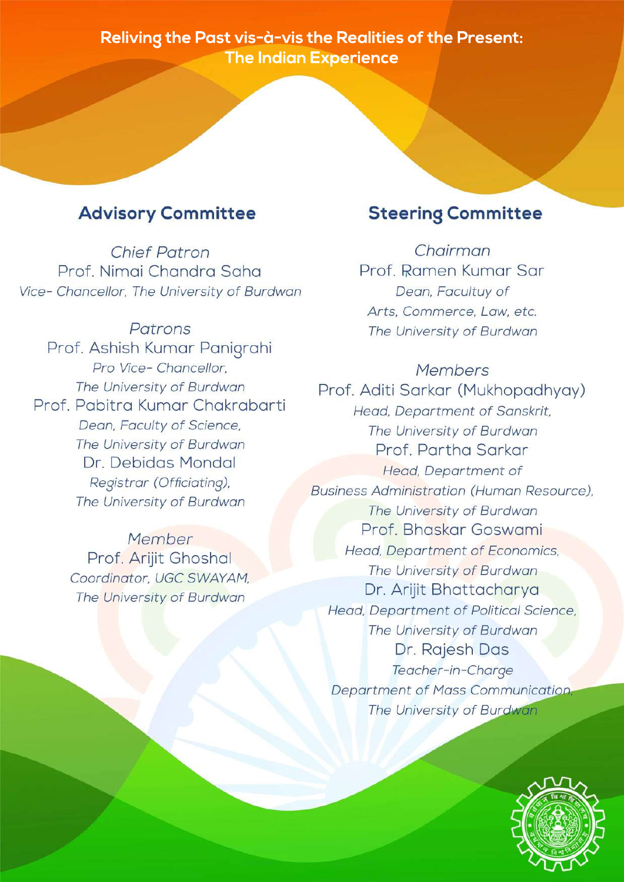**Reliving the Past vis-à-vis the Realities of the Present: The Indian Experience**

## Advisory Committee

*Chief Patron*
Prof. Nimai Chandra Saha
*Vice- Chancellor, The University of Burdwan*

*Patrons*
Prof. Ashish Kumar Panigrahi
*Pro Vice- Chancellor,*
*The University of Burdwan*
Prof. Pabitra Kumar Chakrabarti
*Dean, Faculty of Science,*
*The University of Burdwan*
Dr. Debidas Mondal
*Registrar (Officiating),*
*The University of Burdwan*

*Member*
Prof. Arijit Ghoshal
*Coordinator, UGC SWAYAM,*
*The University of Burdwan*

## Steering Committee

*Chairman*
Prof. Ramen Kumar Sar
*Dean, Facultuy of*
*Arts, Commerce, Law, etc.*
*The University of Burdwan*

*Members*
Prof. Aditi Sarkar (Mukhopadhyay)
*Head, Department of Sanskrit,*
*The University of Burdwan*
Prof. Partha Sarkar
*Head, Department of*
*Business Administration (Human Resource),*
*The University of Burdwan*
Prof. Bhaskar Goswami
*Head, Department of Economics,*
*The University of Burdwan*
Dr. Arijit Bhattacharya
*Head, Department of Political Science,*
*The University of Burdwan*
Dr. Rajesh Das
*Teacher-in-Charge*
*Department of Mass Communication,*
*The University of Burdwan*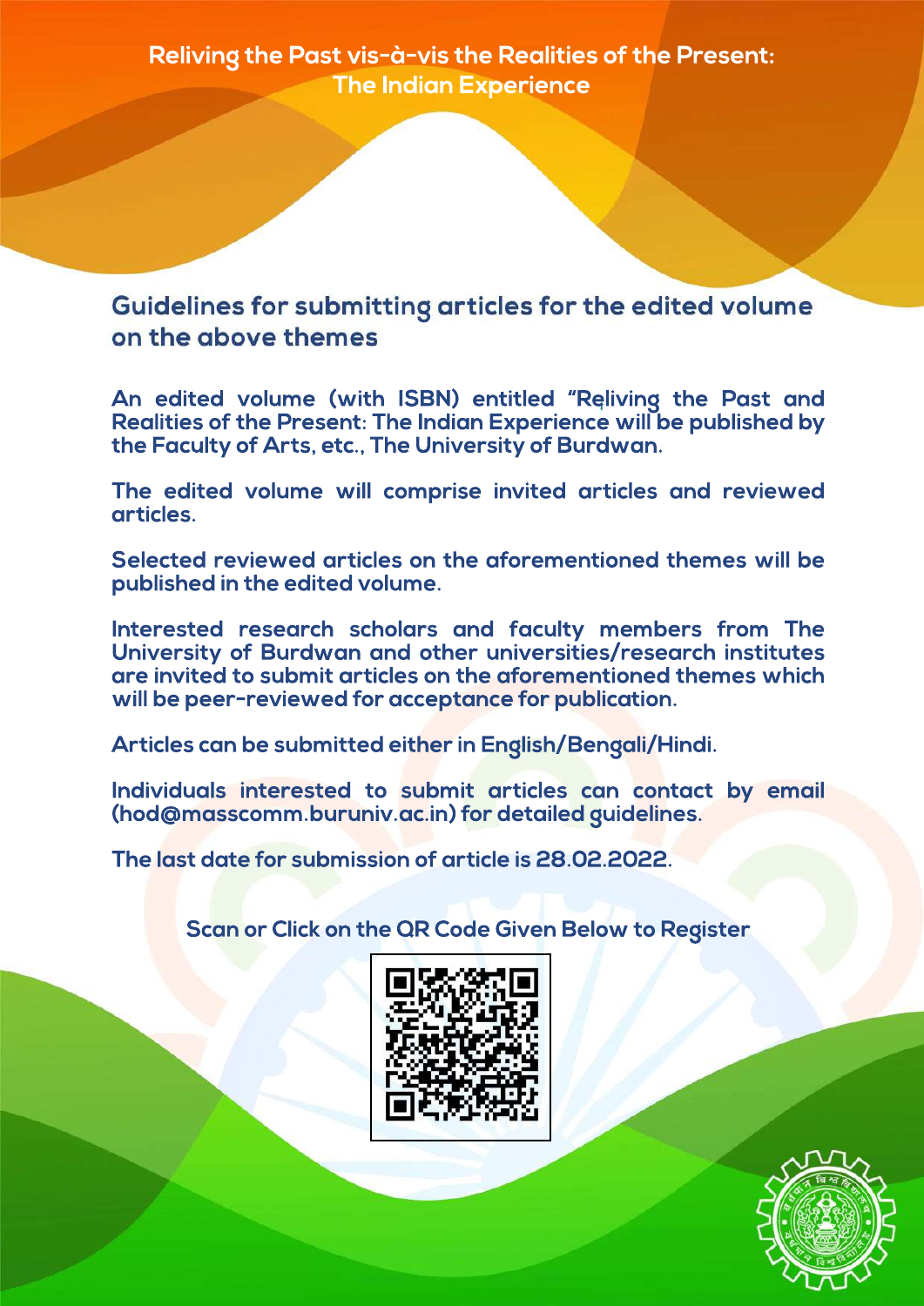Reliving the Past vis-à-vis the Realities of the Present: The Indian Experience

## Guidelines for submitting articles for the edited volume on the above themes

An edited volume (with ISBN) entitled "Reliving the Past and Realities of the Present: The Indian Experience will be published by the Faculty of Arts, etc., The University of Burdwan.

The edited volume will comprise invited articles and reviewed articles.

Selected reviewed articles on the aforementioned themes will be published in the edited volume.

Interested research scholars and faculty members from The University of Burdwan and other universities/research institutes are invited to submit articles on the aforementioned themes which will be peer-reviewed for acceptance for publication.

Articles can be submitted either in English/Bengali/Hindi.

Individuals interested to submit articles can contact by email (hod@masscomm.buruniv.ac.in) for detailed guidelines.

The last date for submission of article is 28.02.2022.

Scan or Click on the QR Code Given Below to Register